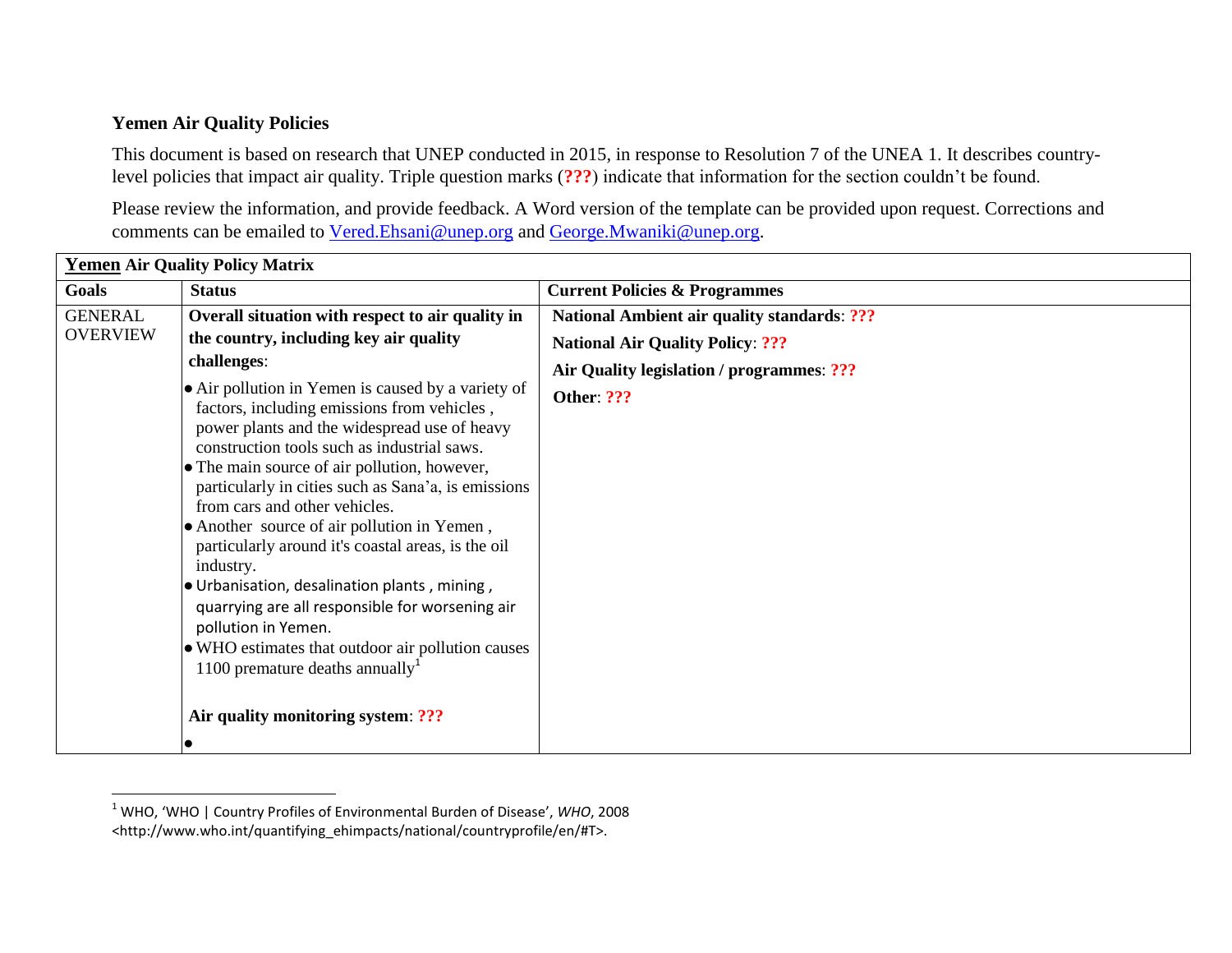**Yemen Air Quality Policies**

This document is based on research that UNEP conducted in 2015, in response to Resolution 7 of the UNEA 1. It describes country-level policies that impact air quality. Triple question marks (**???**) indicate that information for the section couldn't be found.

Please review the information, and provide feedback. A Word version of the template can be provided upon request. Corrections and comments can be emailed to Vered.Ehsani@unep.org and George.Mwaniki@unep.org.

| **Yemen Air Quality Policy Matrix** | | |
|---|---|---|
| **Goals** | **Status** | **Current Policies & Programmes** |
| GENERAL OVERVIEW | **Overall situation with respect to air quality in the country, including key air quality challenges**:<br>• Air pollution in Yemen is caused by a variety of factors, including emissions from vehicles , power plants and the widespread use of heavy construction tools such as industrial saws.<br>• The main source of air pollution, however, particularly in cities such as Sana'a, is emissions from cars and other vehicles.<br>• Another source of air pollution in Yemen , particularly around it's coastal areas, is the oil industry.<br>• Urbanisation, desalination plants , mining , quarrying are all responsible for worsening air pollution in Yemen.<br>• WHO estimates that outdoor air pollution causes 1100 premature deaths annually[1]<br><br>**Air quality monitoring system**: **???**<br>• | **National Ambient air quality standards**: **???**<br>**National Air Quality Policy**: **???**<br>**Air Quality legislation / programmes**: **???**<br>**Other**: **???** |

[1] WHO, 'WHO | Country Profiles of Environmental Burden of Disease', *WHO*, 2008 <http://www.who.int/quantifying_ehimpacts/national/countryprofile/en/#T>.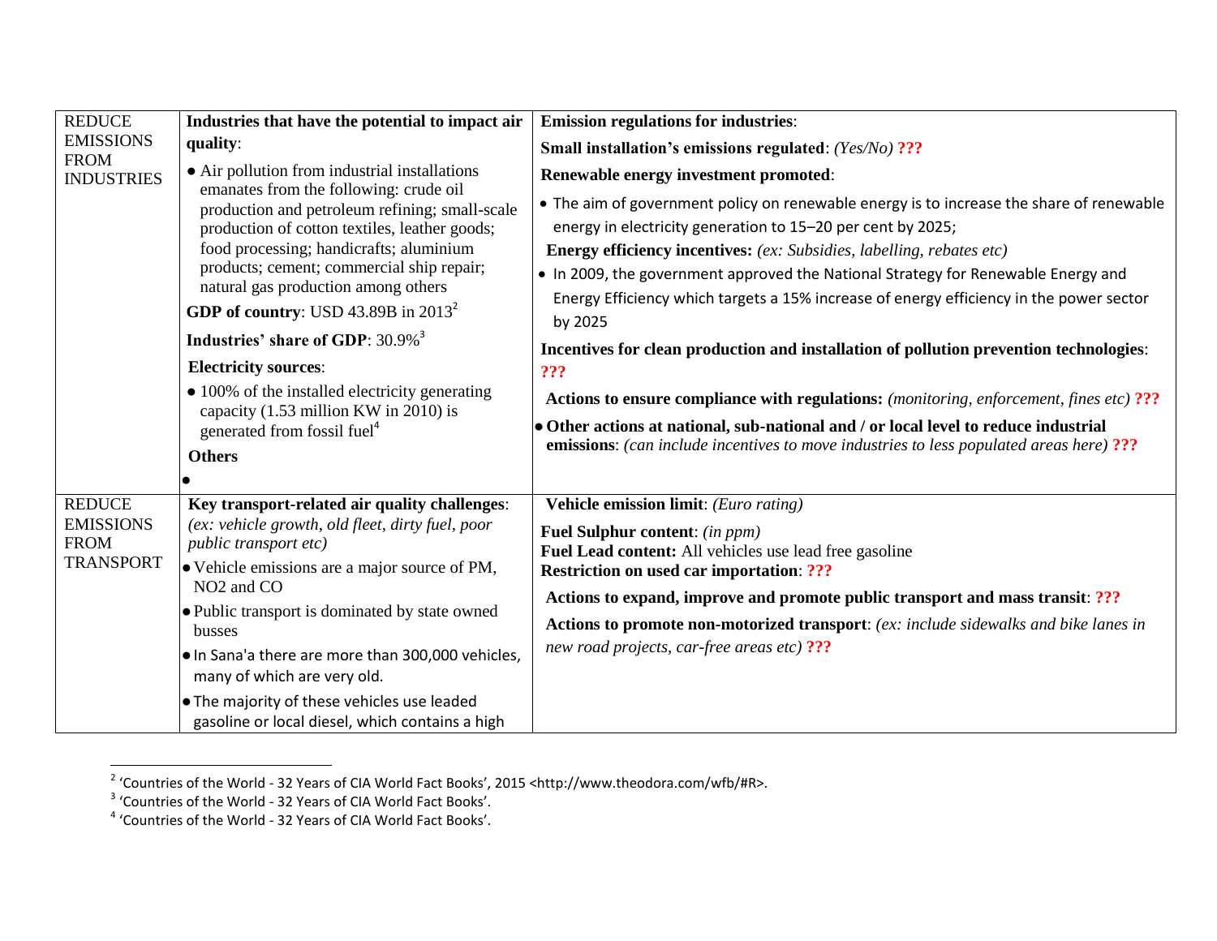| | | |
|---|---|---|
| REDUCE EMISSIONS FROM INDUSTRIES | **Industries that have the potential to impact air quality**:<br>• Air pollution from industrial installations emanates from the following: crude oil production and petroleum refining; small-scale production of cotton textiles, leather goods; food processing; handicrafts; aluminium products; cement; commercial ship repair; natural gas production among others<br>**GDP of country**: USD 43.89B in 2013[2]<br>**Industries' share of GDP**: 30.9%[3]<br>**Electricity sources**:<br>• 100% of the installed electricity generating capacity (1.53 million KW in 2010) is generated from fossil fuel[4]<br>**Others**<br>• | **Emission regulations for industries**:<br>**Small installation's emissions regulated**: *(Yes/No)* **???**<br>**Renewable energy investment promoted**:<br>• The aim of government policy on renewable energy is to increase the share of renewable energy in electricity generation to 15–20 per cent by 2025;<br>**Energy efficiency incentives:** *(ex: Subsidies, labelling, rebates etc)*<br>• In 2009, the government approved the National Strategy for Renewable Energy and Energy Efficiency which targets a 15% increase of energy efficiency in the power sector by 2025<br>**Incentives for clean production and installation of pollution prevention technologies**: **???**<br>**Actions to ensure compliance with regulations:** *(monitoring, enforcement, fines etc)* **???**<br>• **Other actions at national, sub-national and / or local level to reduce industrial emissions**: *(can include incentives to move industries to less populated areas here)* **???** |
| REDUCE EMISSIONS FROM TRANSPORT | **Key transport-related air quality challenges**: *(ex: vehicle growth, old fleet, dirty fuel, poor public transport etc)*<br>• Vehicle emissions are a major source of PM, NO2 and CO<br>• Public transport is dominated by state owned busses<br>• In Sana'a there are more than 300,000 vehicles, many of which are very old.<br>• The majority of these vehicles use leaded gasoline or local diesel, which contains a high | **Vehicle emission limit**: *(Euro rating)*<br>**Fuel Sulphur content**: *(in ppm)*<br>**Fuel Lead content:** All vehicles use lead free gasoline<br>**Restriction on used car importation**: **???**<br>**Actions to expand, improve and promote public transport and mass transit**: **???**<br>**Actions to promote non-motorized transport**: *(ex: include sidewalks and bike lanes in new road projects, car-free areas etc)* **???** |

[2] 'Countries of the World - 32 Years of CIA World Fact Books', 2015 <http://www.theodora.com/wfb/#R>.
[3] 'Countries of the World - 32 Years of CIA World Fact Books'.
[4] 'Countries of the World - 32 Years of CIA World Fact Books'.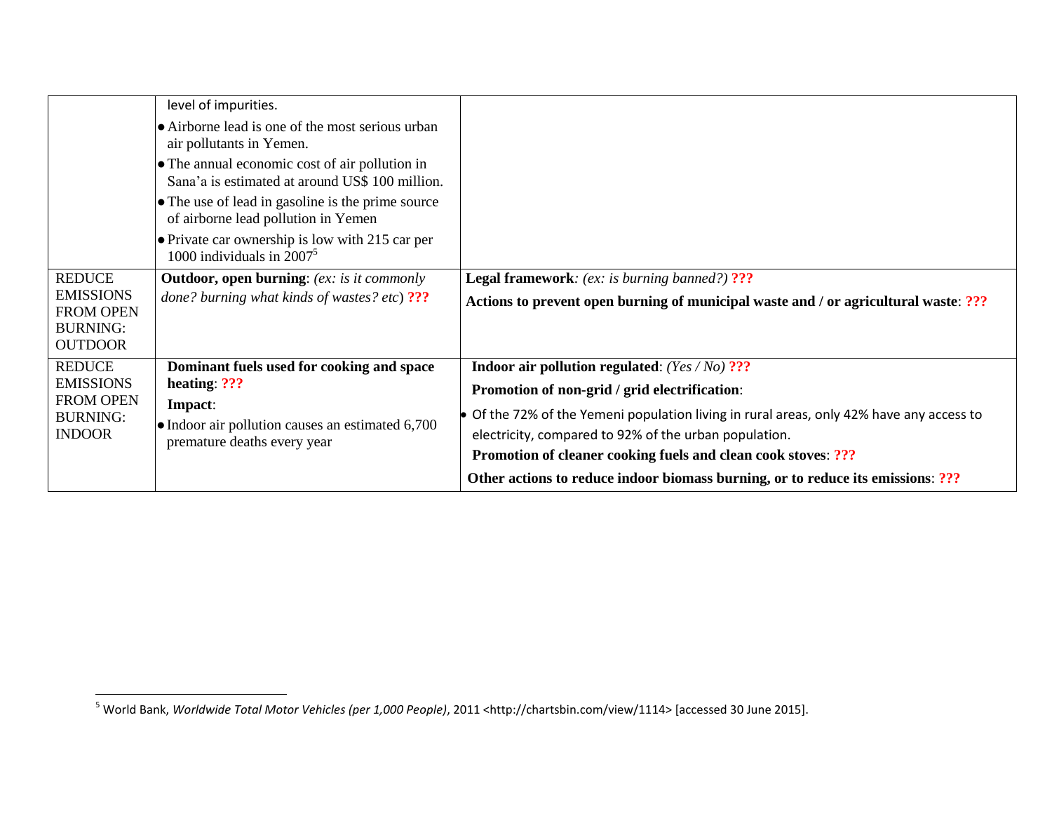| | | |
|---|---|---|
| | level of impurities.<br>• Airborne lead is one of the most serious urban air pollutants in Yemen.<br>• The annual economic cost of air pollution in Sana'a is estimated at around US$ 100 million.<br>• The use of lead in gasoline is the prime source of airborne lead pollution in Yemen<br>• Private car ownership is low with 215 car per 1000 individuals in 2007[5] | |
| REDUCE EMISSIONS FROM OPEN BURNING: OUTDOOR | **Outdoor, open burning**: *(ex: is it commonly done? burning what kinds of wastes? etc)* **???** | **Legal framework***: (ex: is burning banned?)* **???**<br>**Actions to prevent open burning of municipal waste and / or agricultural waste**: **???** |
| REDUCE EMISSIONS FROM OPEN BURNING: INDOOR | **Dominant fuels used for cooking and space heating**: **???**<br>**Impact**:<br>• Indoor air pollution causes an estimated 6,700 premature deaths every year | **Indoor air pollution regulated**: *(Yes / No)* **???**<br>**Promotion of non-grid / grid electrification**:<br>• Of the 72% of the Yemeni population living in rural areas, only 42% have any access to electricity, compared to 92% of the urban population.<br>**Promotion of cleaner cooking fuels and clean cook stoves**: **???**<br>**Other actions to reduce indoor biomass burning, or to reduce its emissions**: **???** |

[5] World Bank, *Worldwide Total Motor Vehicles (per 1,000 People)*, 2011 <http://chartsbin.com/view/1114> [accessed 30 June 2015].